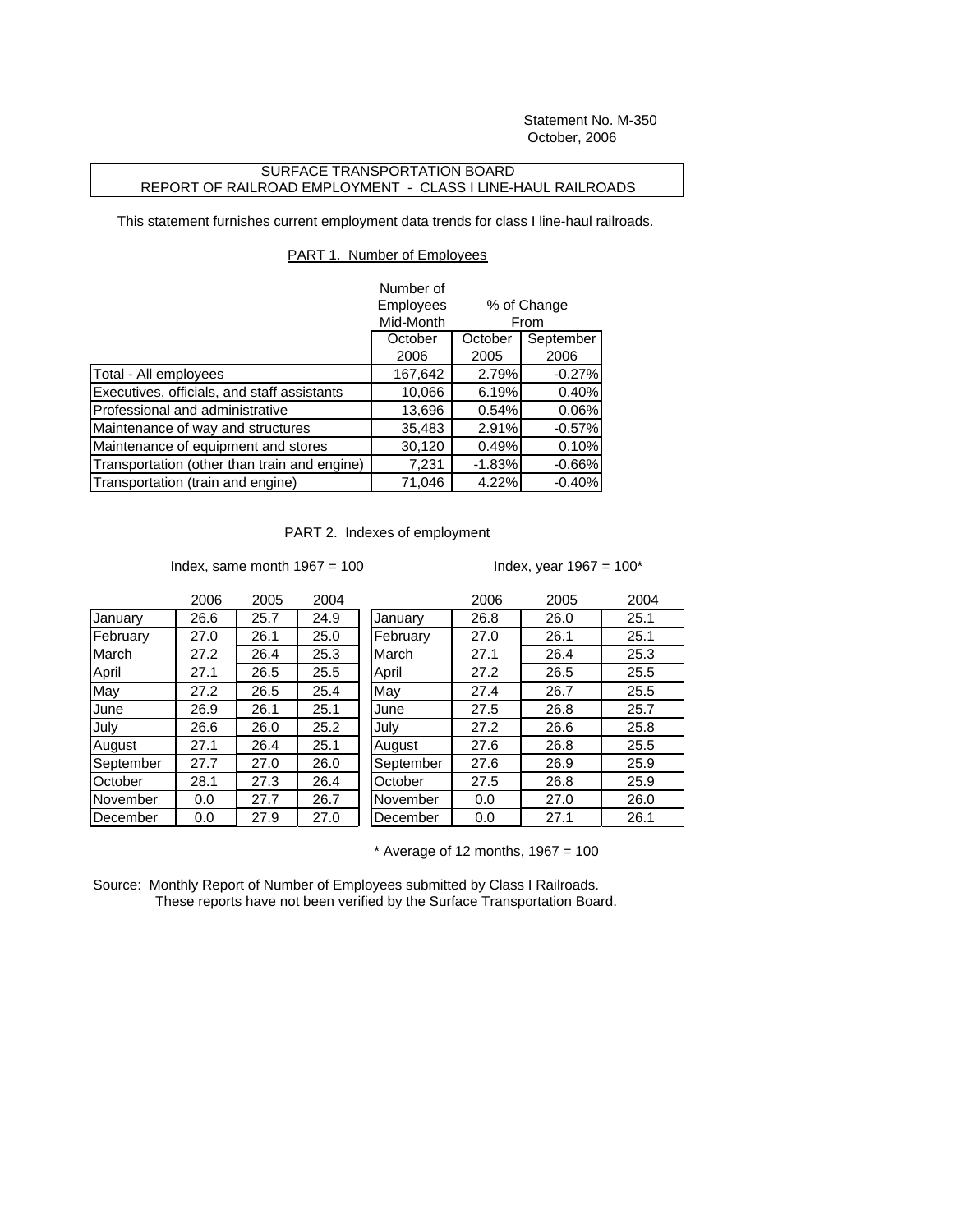Statement No. M-350
October, 2006

SURFACE TRANSPORTATION BOARD
REPORT OF RAILROAD EMPLOYMENT - CLASS I LINE-HAUL RAILROADS

This statement furnishes current employment data trends for class I line-haul railroads.

## PART 1. Number of Employees

| | Number of Employees Mid-Month | % of Change From | |
|---|---|---|---|
| | October 2006 | October 2005 | September 2006 |
| Total - All employees | 167,642 | 2.79% | -0.27% |
| Executives, officials, and staff assistants | 10,066 | 6.19% | 0.40% |
| Professional and administrative | 13,696 | 0.54% | 0.06% |
| Maintenance of way and structures | 35,483 | 2.91% | -0.57% |
| Maintenance of equipment and stores | 30,120 | 0.49% | 0.10% |
| Transportation (other than train and engine) | 7,231 | -1.83% | -0.66% |
| Transportation (train and engine) | 71,046 | 4.22% | -0.40% |

## PART 2. Indexes of employment

Index, same month 1967 = 100

| | 2006 | 2005 | 2004 |
|---|---|---|---|
| January | 26.6 | 25.7 | 24.9 |
| February | 27.0 | 26.1 | 25.0 |
| March | 27.2 | 26.4 | 25.3 |
| April | 27.1 | 26.5 | 25.5 |
| May | 27.2 | 26.5 | 25.4 |
| June | 26.9 | 26.1 | 25.1 |
| July | 26.6 | 26.0 | 25.2 |
| August | 27.1 | 26.4 | 25.1 |
| September | 27.7 | 27.0 | 26.0 |
| October | 28.1 | 27.3 | 26.4 |
| November | 0.0 | 27.7 | 26.7 |
| December | 0.0 | 27.9 | 27.0 |

Index, year 1967 = 100*

| | 2006 | 2005 | 2004 |
|---|---|---|---|
| January | 26.8 | 26.0 | 25.1 |
| February | 27.0 | 26.1 | 25.1 |
| March | 27.1 | 26.4 | 25.3 |
| April | 27.2 | 26.5 | 25.5 |
| May | 27.4 | 26.7 | 25.5 |
| June | 27.5 | 26.8 | 25.7 |
| July | 27.2 | 26.6 | 25.8 |
| August | 27.6 | 26.8 | 25.5 |
| September | 27.6 | 26.9 | 25.9 |
| October | 27.5 | 26.8 | 25.9 |
| November | 0.0 | 27.0 | 26.0 |
| December | 0.0 | 27.1 | 26.1 |

\* Average of 12 months, 1967 = 100

Source: Monthly Report of Number of Employees submitted by Class I Railroads.
These reports have not been verified by the Surface Transportation Board.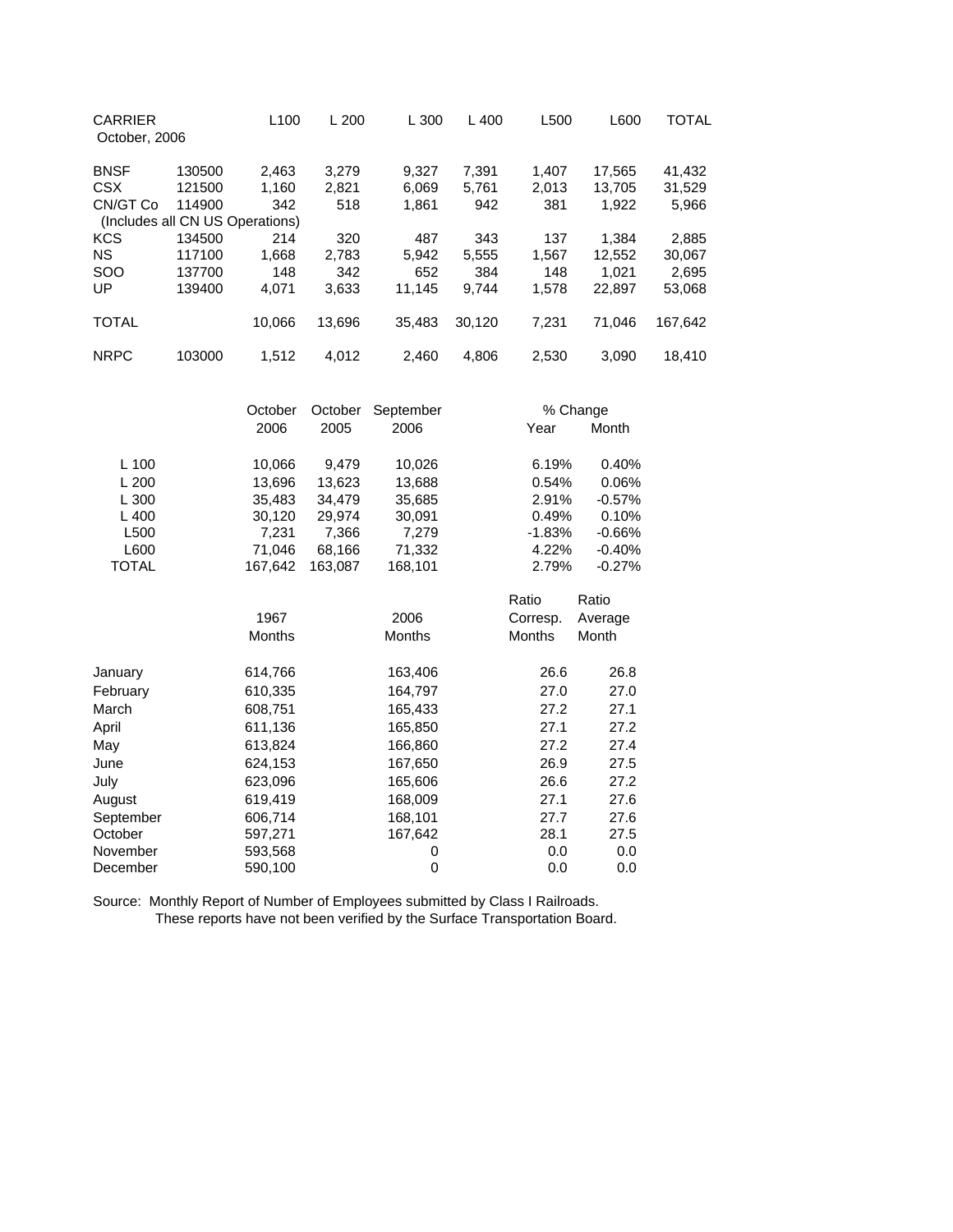| CARRIER October, 2006 | | L100 | L 200 | L 300 | L 400 | L500 | L600 | TOTAL |
|---|---|---|---|---|---|---|---|---|
| BNSF | 130500 | 2,463 | 3,279 | 9,327 | 7,391 | 1,407 | 17,565 | 41,432 |
| CSX | 121500 | 1,160 | 2,821 | 6,069 | 5,761 | 2,013 | 13,705 | 31,529 |
| CN/GT Co (Includes all CN US Operations) | 114900 | 342 | 518 | 1,861 | 942 | 381 | 1,922 | 5,966 |
| KCS | 134500 | 214 | 320 | 487 | 343 | 137 | 1,384 | 2,885 |
| NS | 117100 | 1,668 | 2,783 | 5,942 | 5,555 | 1,567 | 12,552 | 30,067 |
| SOO | 137700 | 148 | 342 | 652 | 384 | 148 | 1,021 | 2,695 |
| UP | 139400 | 4,071 | 3,633 | 11,145 | 9,744 | 1,578 | 22,897 | 53,068 |
| TOTAL | | 10,066 | 13,696 | 35,483 | 30,120 | 7,231 | 71,046 | 167,642 |
| NRPC | 103000 | 1,512 | 4,012 | 2,460 | 4,806 | 2,530 | 3,090 | 18,410 |

| | October 2006 | October 2005 | September 2006 | % Change Year | % Change Month |
|---|---|---|---|---|---|
| L 100 | 10,066 | 9,479 | 10,026 | 6.19% | 0.40% |
| L 200 | 13,696 | 13,623 | 13,688 | 0.54% | 0.06% |
| L 300 | 35,483 | 34,479 | 35,685 | 2.91% | -0.57% |
| L 400 | 30,120 | 29,974 | 30,091 | 0.49% | 0.10% |
| L500 | 7,231 | 7,366 | 7,279 | -1.83% | -0.66% |
| L600 | 71,046 | 68,166 | 71,332 | 4.22% | -0.40% |
| TOTAL | 167,642 | 163,087 | 168,101 | 2.79% | -0.27% |

| | 1967 Months | 2006 Months | Ratio Corresp. Months | Ratio Average Month |
|---|---|---|---|---|
| January | 614,766 | 163,406 | 26.6 | 26.8 |
| February | 610,335 | 164,797 | 27.0 | 27.0 |
| March | 608,751 | 165,433 | 27.2 | 27.1 |
| April | 611,136 | 165,850 | 27.1 | 27.2 |
| May | 613,824 | 166,860 | 27.2 | 27.4 |
| June | 624,153 | 167,650 | 26.9 | 27.5 |
| July | 623,096 | 165,606 | 26.6 | 27.2 |
| August | 619,419 | 168,009 | 27.1 | 27.6 |
| September | 606,714 | 168,101 | 27.7 | 27.6 |
| October | 597,271 | 167,642 | 28.1 | 27.5 |
| November | 593,568 | 0 | 0.0 | 0.0 |
| December | 590,100 | 0 | 0.0 | 0.0 |

Source: Monthly Report of Number of Employees submitted by Class I Railroads.
These reports have not been verified by the Surface Transportation Board.